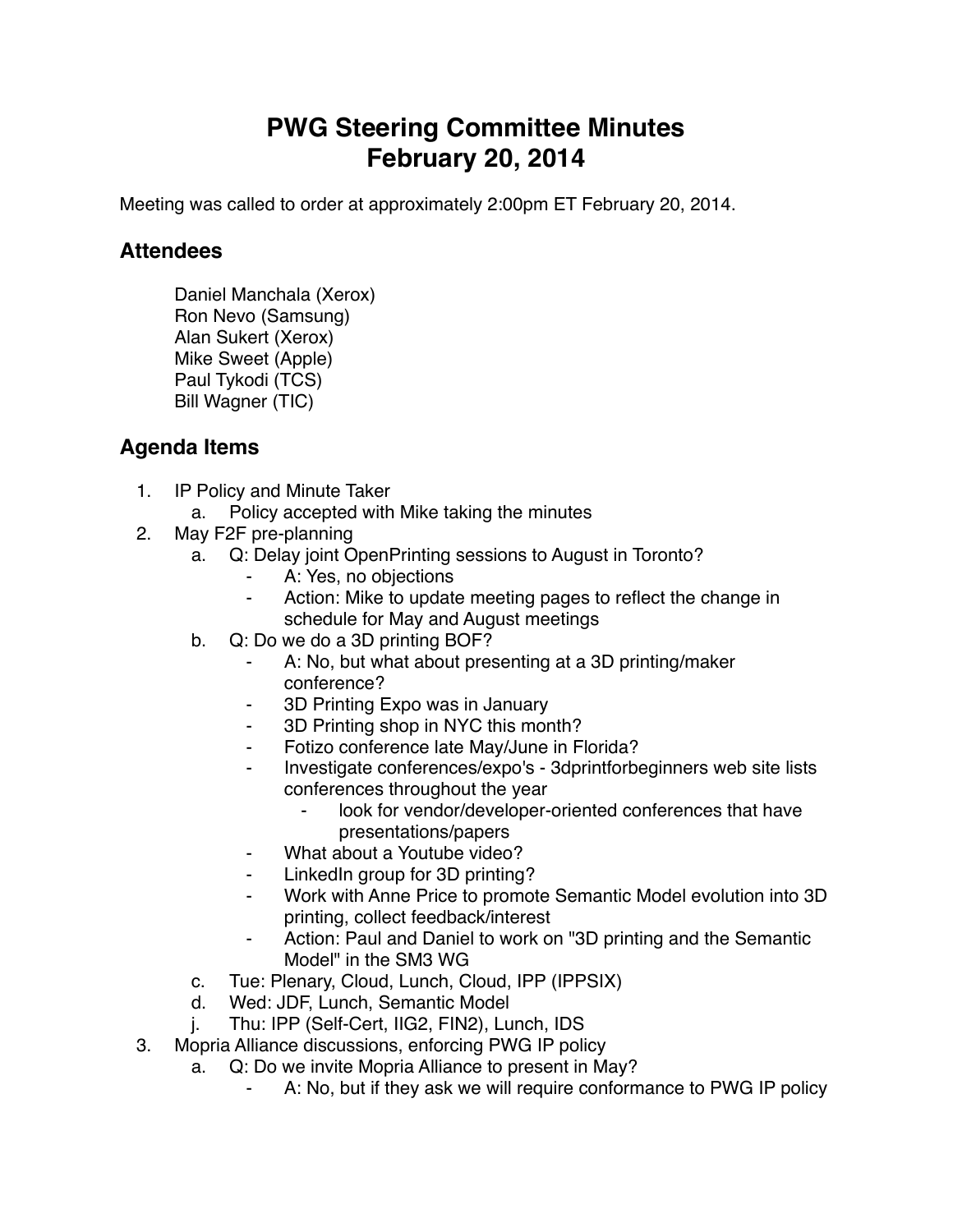# PWG Steering Committee Minutes
# February 20, 2014

Meeting was called to order at approximately 2:00pm ET February 20, 2014.

## Attendees

Daniel Manchala (Xerox)
Ron Nevo (Samsung)
Alan Sukert (Xerox)
Mike Sweet (Apple)
Paul Tykodi (TCS)
Bill Wagner (TIC)

## Agenda Items

1. IP Policy and Minute Taker
    a. Policy accepted with Mike taking the minutes
2. May F2F pre-planning
    a. Q: Delay joint OpenPrinting sessions to August in Toronto?
        - A: Yes, no objections
        - Action: Mike to update meeting pages to reflect the change in schedule for May and August meetings
    b. Q: Do we do a 3D printing BOF?
        - A: No, but what about presenting at a 3D printing/maker conference?
        - 3D Printing Expo was in January
        - 3D Printing shop in NYC this month?
        - Fotizo conference late May/June in Florida?
        - Investigate conferences/expo's - 3dprintforbeginners web site lists conferences throughout the year
            - look for vendor/developer-oriented conferences that have presentations/papers
        - What about a Youtube video?
        - LinkedIn group for 3D printing?
        - Work with Anne Price to promote Semantic Model evolution into 3D printing, collect feedback/interest
        - Action: Paul and Daniel to work on "3D printing and the Semantic Model" in the SM3 WG
    c. Tue: Plenary, Cloud, Lunch, Cloud, IPP (IPPSIX)
    d. Wed: JDF, Lunch, Semantic Model
    j. Thu: IPP (Self-Cert, IIG2, FIN2), Lunch, IDS
3. Mopria Alliance discussions, enforcing PWG IP policy
    a. Q: Do we invite Mopria Alliance to present in May?
        - A: No, but if they ask we will require conformance to PWG IP policy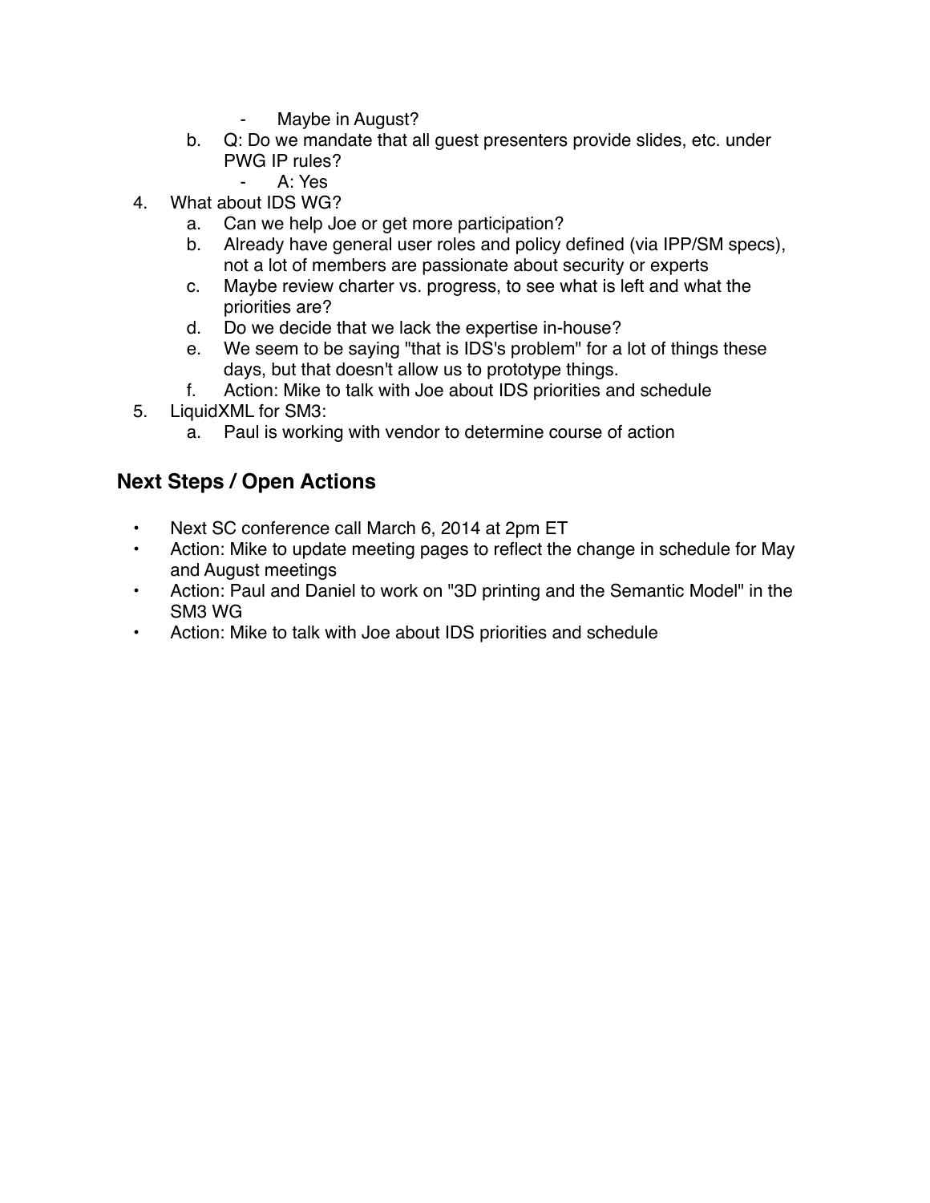- Maybe in August?
   b. Q: Do we mandate that all guest presenters provide slides, etc. under PWG IP rules?
        - A: Yes
4. What about IDS WG?
   a. Can we help Joe or get more participation?
   b. Already have general user roles and policy defined (via IPP/SM specs), not a lot of members are passionate about security or experts
   c. Maybe review charter vs. progress, to see what is left and what the priorities are?
   d. Do we decide that we lack the expertise in-house?
   e. We seem to be saying "that is IDS's problem" for a lot of things these days, but that doesn't allow us to prototype things.
   f. Action: Mike to talk with Joe about IDS priorities and schedule
5. LiquidXML for SM3:
   a. Paul is working with vendor to determine course of action

## Next Steps / Open Actions

- Next SC conference call March 6, 2014 at 2pm ET
- Action: Mike to update meeting pages to reflect the change in schedule for May and August meetings
- Action: Paul and Daniel to work on "3D printing and the Semantic Model" in the SM3 WG
- Action: Mike to talk with Joe about IDS priorities and schedule